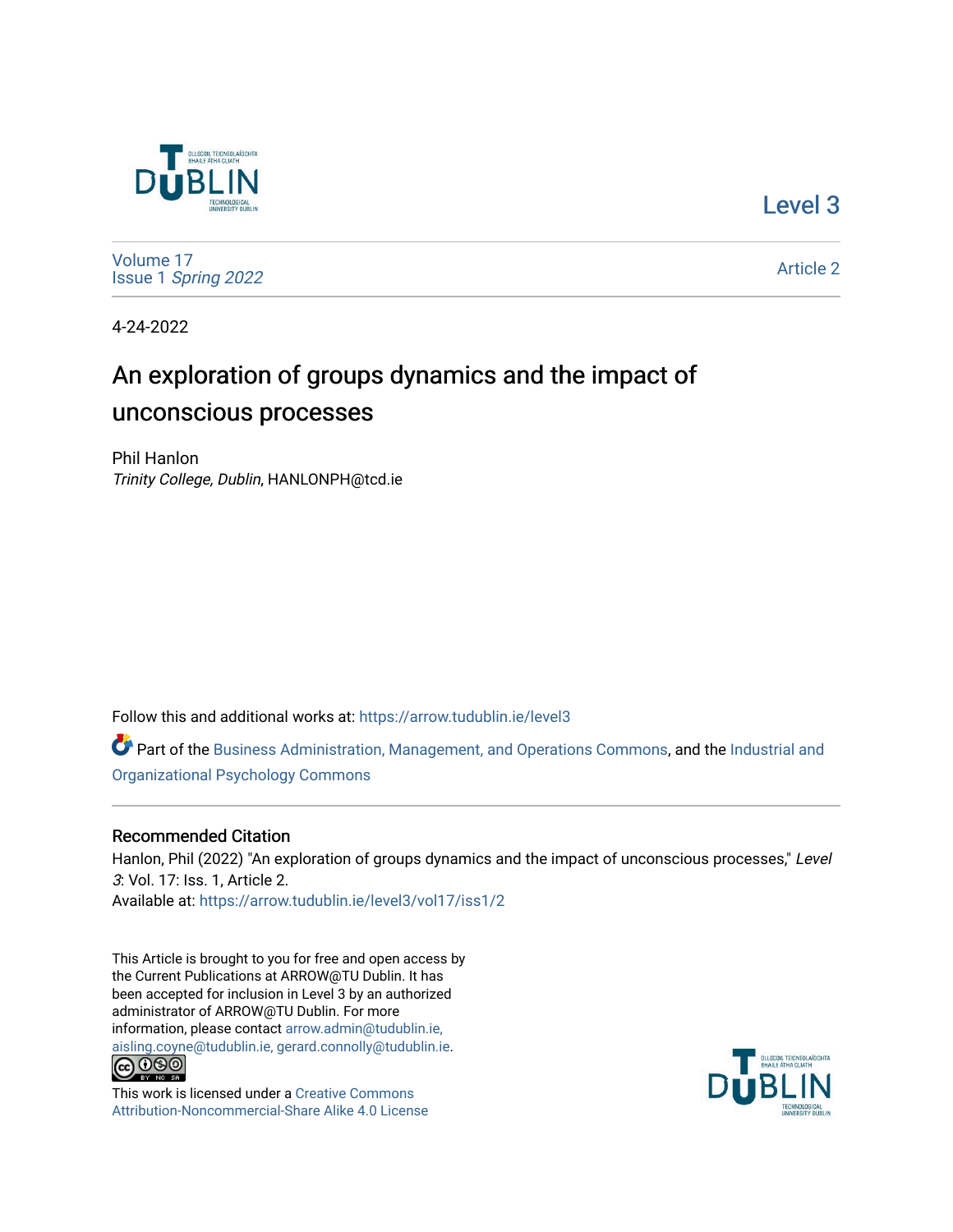Level 3

Volume 17
Issue 1 *Spring 2022*

Article 2

4-24-2022

# An exploration of groups dynamics and the impact of unconscious processes

Phil Hanlon
*Trinity College, Dublin*, HANLONPH@tcd.ie

Follow this and additional works at: https://arrow.tudublin.ie/level3

Part of the Business Administration, Management, and Operations Commons, and the Industrial and Organizational Psychology Commons

## Recommended Citation

Hanlon, Phil (2022) "An exploration of groups dynamics and the impact of unconscious processes," *Level 3*: Vol. 17: Iss. 1, Article 2.
Available at: https://arrow.tudublin.ie/level3/vol17/iss1/2

This Article is brought to you for free and open access by the Current Publications at ARROW@TU Dublin. It has been accepted for inclusion in Level 3 by an authorized administrator of ARROW@TU Dublin. For more information, please contact arrow.admin@tudublin.ie, aisling.coyne@tudublin.ie, gerard.connolly@tudublin.ie.

This work is licensed under a Creative Commons Attribution-Noncommercial-Share Alike 4.0 License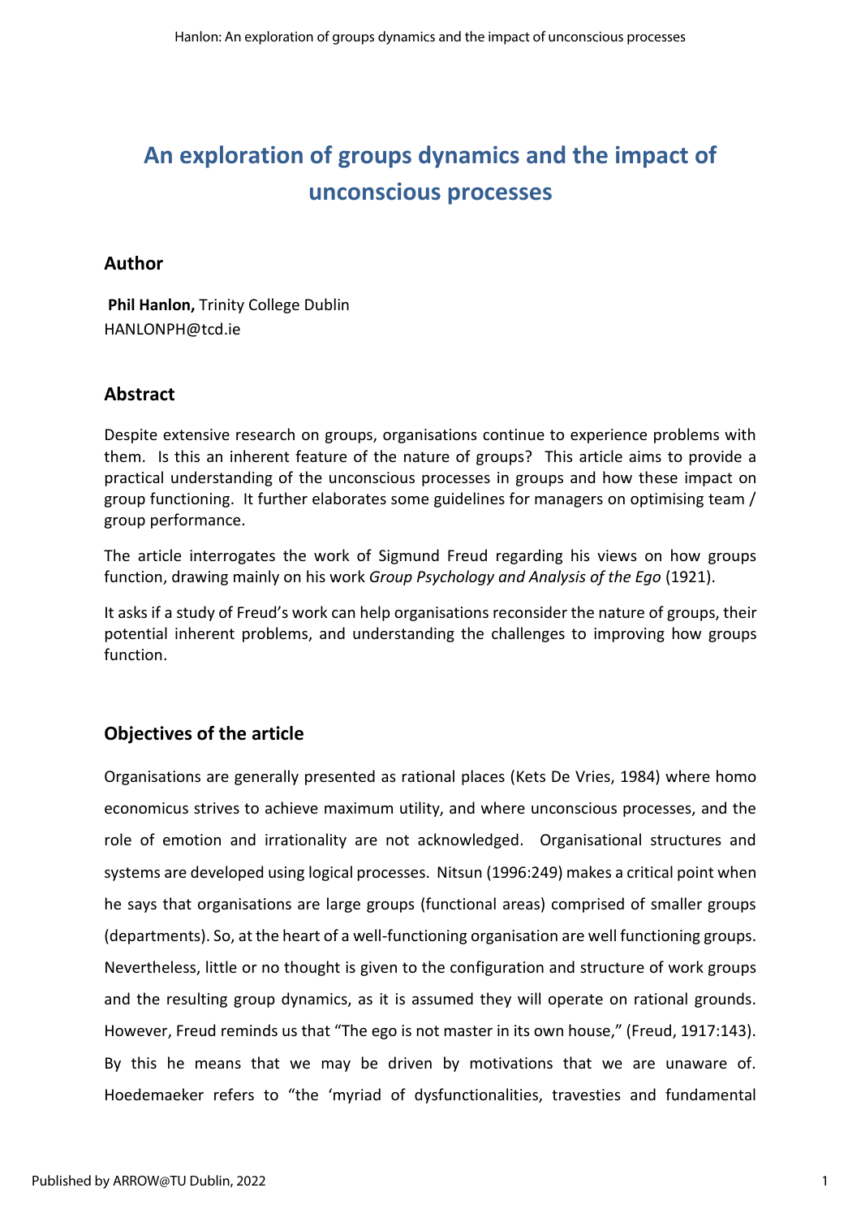# An exploration of groups dynamics and the impact of unconscious processes

## Author

**Phil Hanlon,** Trinity College Dublin
HANLONPH@tcd.ie

## Abstract

Despite extensive research on groups, organisations continue to experience problems with them. Is this an inherent feature of the nature of groups? This article aims to provide a practical understanding of the unconscious processes in groups and how these impact on group functioning. It further elaborates some guidelines for managers on optimising team / group performance.

The article interrogates the work of Sigmund Freud regarding his views on how groups function, drawing mainly on his work *Group Psychology and Analysis of the Ego* (1921).

It asks if a study of Freud's work can help organisations reconsider the nature of groups, their potential inherent problems, and understanding the challenges to improving how groups function.

## Objectives of the article

Organisations are generally presented as rational places (Kets De Vries, 1984) where homo economicus strives to achieve maximum utility, and where unconscious processes, and the role of emotion and irrationality are not acknowledged. Organisational structures and systems are developed using logical processes. Nitsun (1996:249) makes a critical point when he says that organisations are large groups (functional areas) comprised of smaller groups (departments). So, at the heart of a well-functioning organisation are well functioning groups. Nevertheless, little or no thought is given to the configuration and structure of work groups and the resulting group dynamics, as it is assumed they will operate on rational grounds. However, Freud reminds us that "The ego is not master in its own house," (Freud, 1917:143). By this he means that we may be driven by motivations that we are unaware of. Hoedemaeker refers to "the 'myriad of dysfunctionalities, travesties and fundamental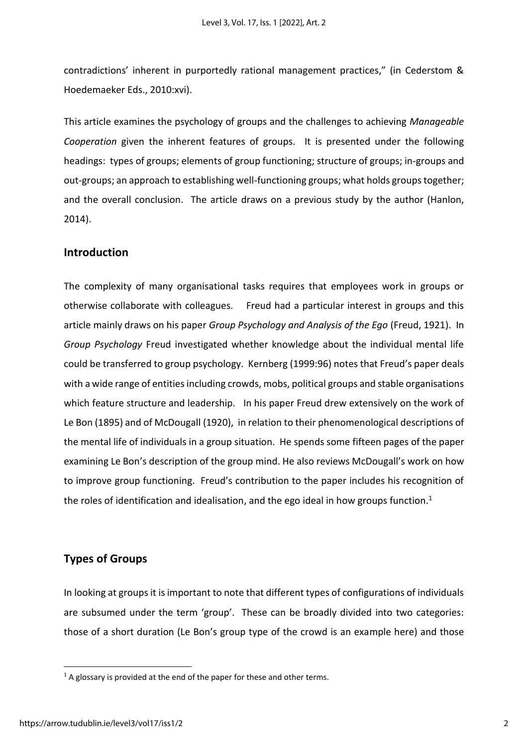contradictions' inherent in purportedly rational management practices," (in Cederstom & Hoedemaeker Eds., 2010:xvi).

This article examines the psychology of groups and the challenges to achieving *Manageable Cooperation* given the inherent features of groups. It is presented under the following headings: types of groups; elements of group functioning; structure of groups; in-groups and out-groups; an approach to establishing well-functioning groups; what holds groups together; and the overall conclusion. The article draws on a previous study by the author (Hanlon, 2014).

## Introduction

The complexity of many organisational tasks requires that employees work in groups or otherwise collaborate with colleagues. Freud had a particular interest in groups and this article mainly draws on his paper *Group Psychology and Analysis of the Ego* (Freud, 1921). In *Group Psychology* Freud investigated whether knowledge about the individual mental life could be transferred to group psychology. Kernberg (1999:96) notes that Freud's paper deals with a wide range of entities including crowds, mobs, political groups and stable organisations which feature structure and leadership. In his paper Freud drew extensively on the work of Le Bon (1895) and of McDougall (1920), in relation to their phenomenological descriptions of the mental life of individuals in a group situation. He spends some fifteen pages of the paper examining Le Bon's description of the group mind. He also reviews McDougall's work on how to improve group functioning. Freud's contribution to the paper includes his recognition of the roles of identification and idealisation, and the ego ideal in how groups function.[1]

## Types of Groups

In looking at groups it is important to note that different types of configurations of individuals are subsumed under the term 'group'. These can be broadly divided into two categories: those of a short duration (Le Bon's group type of the crowd is an example here) and those

[1] A glossary is provided at the end of the paper for these and other terms.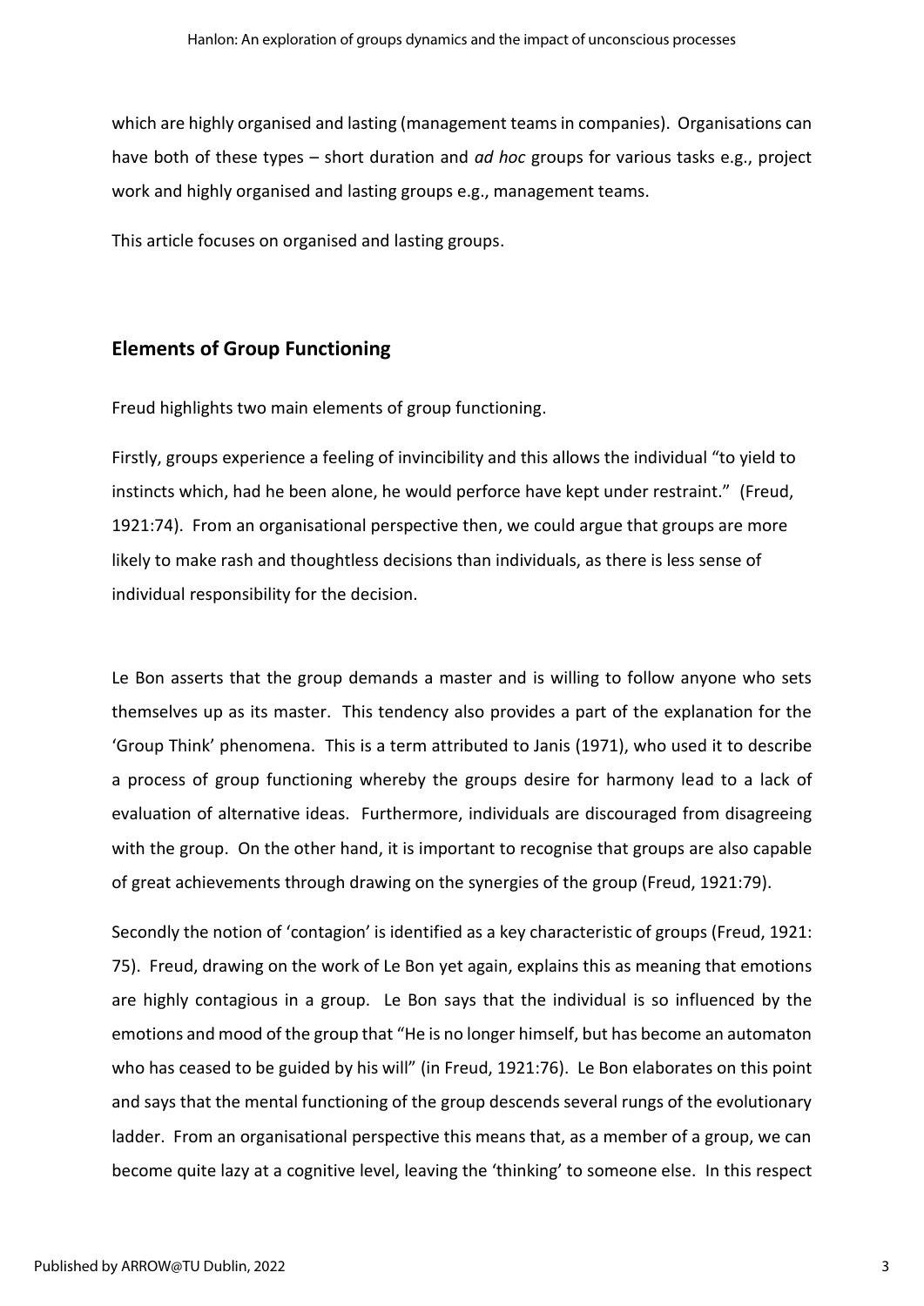which are highly organised and lasting (management teams in companies). Organisations can have both of these types – short duration and *ad hoc* groups for various tasks e.g., project work and highly organised and lasting groups e.g., management teams.

This article focuses on organised and lasting groups.

## Elements of Group Functioning

Freud highlights two main elements of group functioning.

Firstly, groups experience a feeling of invincibility and this allows the individual "to yield to instincts which, had he been alone, he would perforce have kept under restraint." (Freud, 1921:74). From an organisational perspective then, we could argue that groups are more likely to make rash and thoughtless decisions than individuals, as there is less sense of individual responsibility for the decision.

Le Bon asserts that the group demands a master and is willing to follow anyone who sets themselves up as its master. This tendency also provides a part of the explanation for the 'Group Think' phenomena. This is a term attributed to Janis (1971), who used it to describe a process of group functioning whereby the groups desire for harmony lead to a lack of evaluation of alternative ideas. Furthermore, individuals are discouraged from disagreeing with the group. On the other hand, it is important to recognise that groups are also capable of great achievements through drawing on the synergies of the group (Freud, 1921:79).

Secondly the notion of 'contagion' is identified as a key characteristic of groups (Freud, 1921: 75). Freud, drawing on the work of Le Bon yet again, explains this as meaning that emotions are highly contagious in a group. Le Bon says that the individual is so influenced by the emotions and mood of the group that "He is no longer himself, but has become an automaton who has ceased to be guided by his will" (in Freud, 1921:76). Le Bon elaborates on this point and says that the mental functioning of the group descends several rungs of the evolutionary ladder. From an organisational perspective this means that, as a member of a group, we can become quite lazy at a cognitive level, leaving the 'thinking' to someone else. In this respect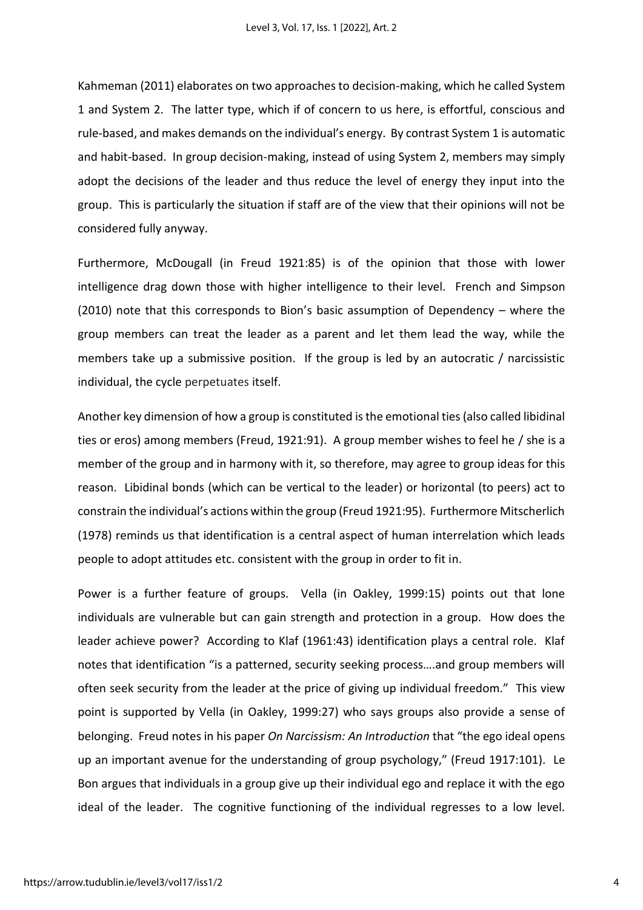Kahmeman (2011) elaborates on two approaches to decision-making, which he called System 1 and System 2. The latter type, which if of concern to us here, is effortful, conscious and rule-based, and makes demands on the individual's energy. By contrast System 1 is automatic and habit-based. In group decision-making, instead of using System 2, members may simply adopt the decisions of the leader and thus reduce the level of energy they input into the group. This is particularly the situation if staff are of the view that their opinions will not be considered fully anyway.

Furthermore, McDougall (in Freud 1921:85) is of the opinion that those with lower intelligence drag down those with higher intelligence to their level. French and Simpson (2010) note that this corresponds to Bion's basic assumption of Dependency – where the group members can treat the leader as a parent and let them lead the way, while the members take up a submissive position. If the group is led by an autocratic / narcissistic individual, the cycle perpetuates itself.

Another key dimension of how a group is constituted is the emotional ties (also called libidinal ties or eros) among members (Freud, 1921:91). A group member wishes to feel he / she is a member of the group and in harmony with it, so therefore, may agree to group ideas for this reason. Libidinal bonds (which can be vertical to the leader) or horizontal (to peers) act to constrain the individual's actions within the group (Freud 1921:95). Furthermore Mitscherlich (1978) reminds us that identification is a central aspect of human interrelation which leads people to adopt attitudes etc. consistent with the group in order to fit in.

Power is a further feature of groups. Vella (in Oakley, 1999:15) points out that lone individuals are vulnerable but can gain strength and protection in a group. How does the leader achieve power? According to Klaf (1961:43) identification plays a central role. Klaf notes that identification "is a patterned, security seeking process….and group members will often seek security from the leader at the price of giving up individual freedom." This view point is supported by Vella (in Oakley, 1999:27) who says groups also provide a sense of belonging. Freud notes in his paper *On Narcissism: An Introduction* that "the ego ideal opens up an important avenue for the understanding of group psychology," (Freud 1917:101). Le Bon argues that individuals in a group give up their individual ego and replace it with the ego ideal of the leader. The cognitive functioning of the individual regresses to a low level.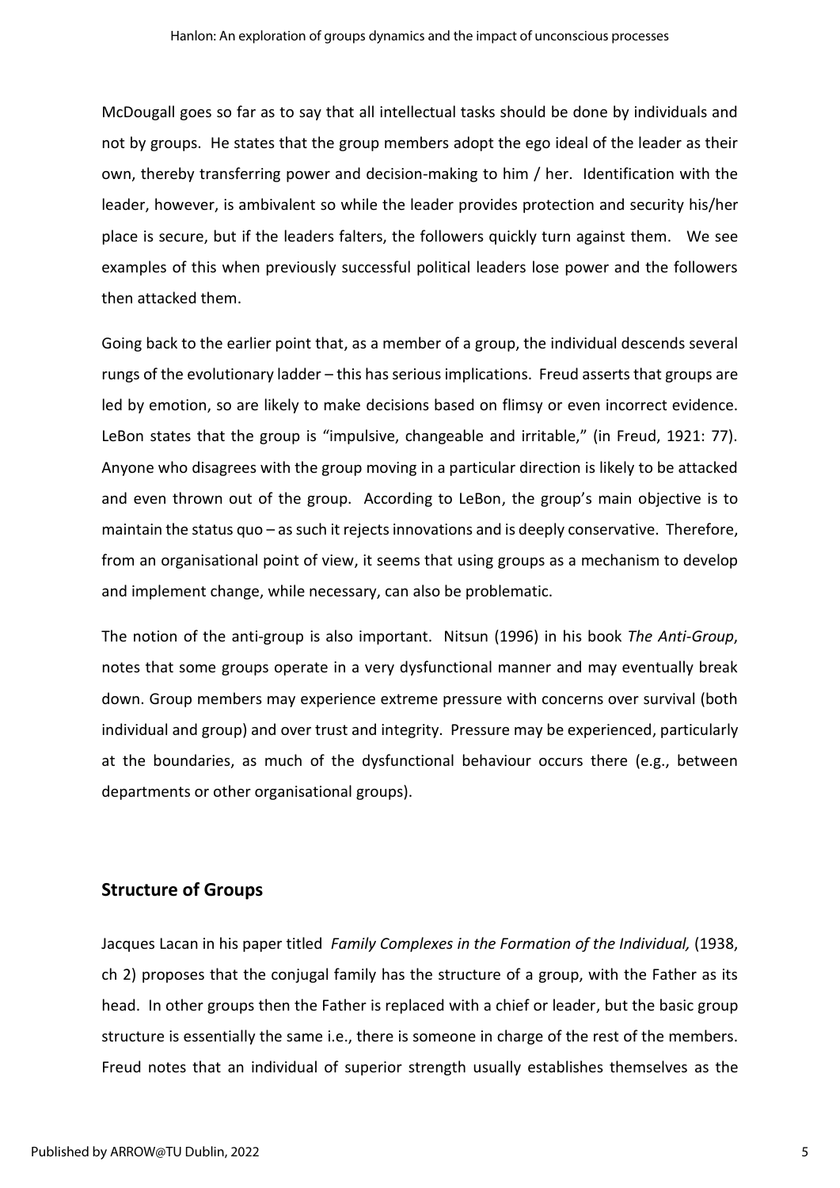McDougall goes so far as to say that all intellectual tasks should be done by individuals and not by groups. He states that the group members adopt the ego ideal of the leader as their own, thereby transferring power and decision-making to him / her. Identification with the leader, however, is ambivalent so while the leader provides protection and security his/her place is secure, but if the leaders falters, the followers quickly turn against them. We see examples of this when previously successful political leaders lose power and the followers then attacked them.

Going back to the earlier point that, as a member of a group, the individual descends several rungs of the evolutionary ladder – this has serious implications. Freud asserts that groups are led by emotion, so are likely to make decisions based on flimsy or even incorrect evidence. LeBon states that the group is "impulsive, changeable and irritable," (in Freud, 1921: 77). Anyone who disagrees with the group moving in a particular direction is likely to be attacked and even thrown out of the group. According to LeBon, the group's main objective is to maintain the status quo – as such it rejects innovations and is deeply conservative. Therefore, from an organisational point of view, it seems that using groups as a mechanism to develop and implement change, while necessary, can also be problematic.

The notion of the anti-group is also important. Nitsun (1996) in his book *The Anti-Group*, notes that some groups operate in a very dysfunctional manner and may eventually break down. Group members may experience extreme pressure with concerns over survival (both individual and group) and over trust and integrity. Pressure may be experienced, particularly at the boundaries, as much of the dysfunctional behaviour occurs there (e.g., between departments or other organisational groups).

## Structure of Groups

Jacques Lacan in his paper titled *Family Complexes in the Formation of the Individual,* (1938, ch 2) proposes that the conjugal family has the structure of a group, with the Father as its head. In other groups then the Father is replaced with a chief or leader, but the basic group structure is essentially the same i.e., there is someone in charge of the rest of the members. Freud notes that an individual of superior strength usually establishes themselves as the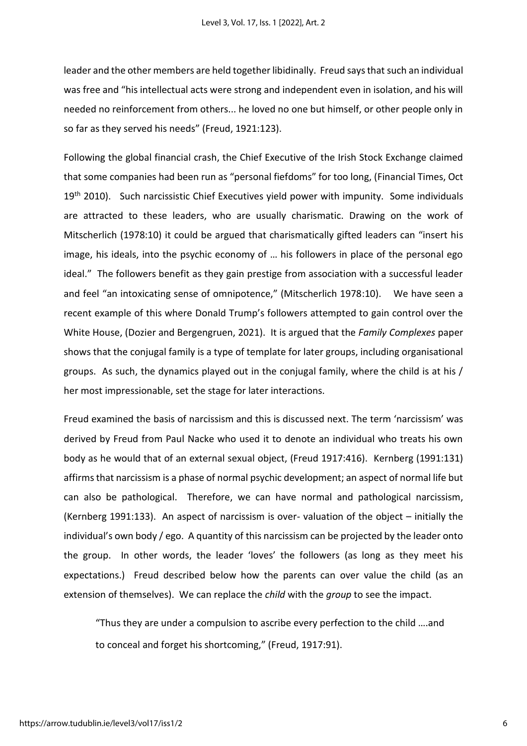leader and the other members are held together libidinally. Freud says that such an individual was free and "his intellectual acts were strong and independent even in isolation, and his will needed no reinforcement from others... he loved no one but himself, or other people only in so far as they served his needs" (Freud, 1921:123).

Following the global financial crash, the Chief Executive of the Irish Stock Exchange claimed that some companies had been run as "personal fiefdoms" for too long, (Financial Times, Oct 19th 2010). Such narcissistic Chief Executives yield power with impunity. Some individuals are attracted to these leaders, who are usually charismatic. Drawing on the work of Mitscherlich (1978:10) it could be argued that charismatically gifted leaders can "insert his image, his ideals, into the psychic economy of … his followers in place of the personal ego ideal." The followers benefit as they gain prestige from association with a successful leader and feel "an intoxicating sense of omnipotence," (Mitscherlich 1978:10). We have seen a recent example of this where Donald Trump's followers attempted to gain control over the White House, (Dozier and Bergengruen, 2021). It is argued that the *Family Complexes* paper shows that the conjugal family is a type of template for later groups, including organisational groups. As such, the dynamics played out in the conjugal family, where the child is at his / her most impressionable, set the stage for later interactions.

Freud examined the basis of narcissism and this is discussed next. The term 'narcissism' was derived by Freud from Paul Nacke who used it to denote an individual who treats his own body as he would that of an external sexual object, (Freud 1917:416). Kernberg (1991:131) affirms that narcissism is a phase of normal psychic development; an aspect of normal life but can also be pathological. Therefore, we can have normal and pathological narcissism, (Kernberg 1991:133). An aspect of narcissism is over- valuation of the object – initially the individual's own body / ego. A quantity of this narcissism can be projected by the leader onto the group. In other words, the leader 'loves' the followers (as long as they meet his expectations.) Freud described below how the parents can over value the child (as an extension of themselves). We can replace the *child* with the *group* to see the impact.

> "Thus they are under a compulsion to ascribe every perfection to the child ….and to conceal and forget his shortcoming," (Freud, 1917:91).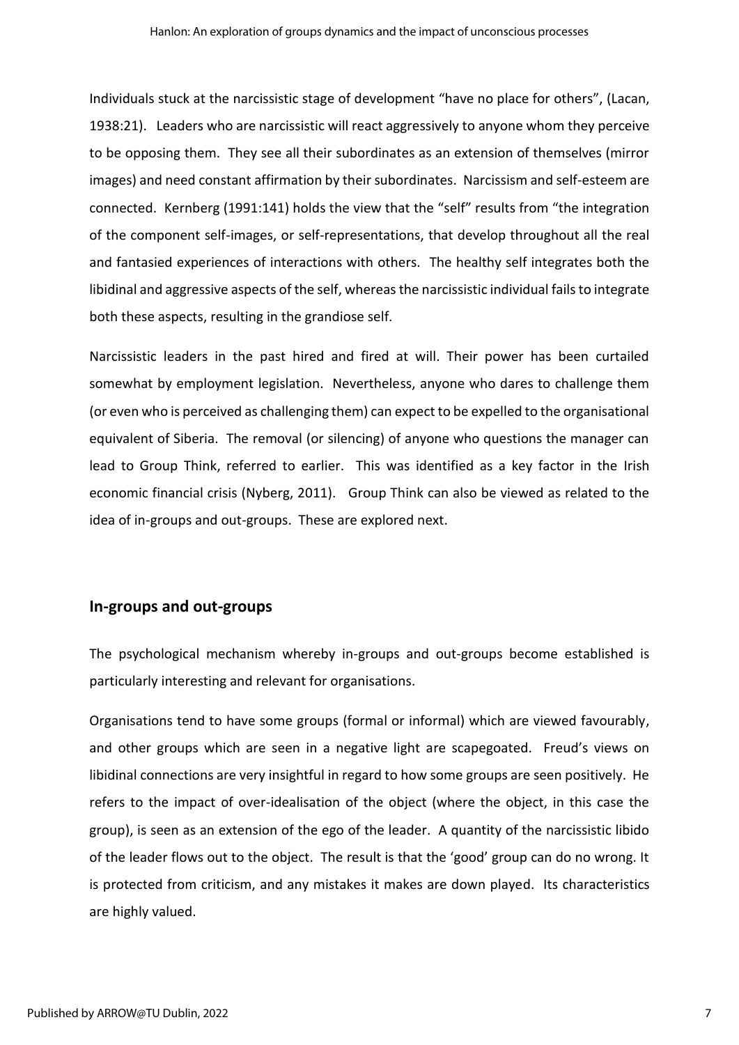Individuals stuck at the narcissistic stage of development "have no place for others", (Lacan, 1938:21). Leaders who are narcissistic will react aggressively to anyone whom they perceive to be opposing them. They see all their subordinates as an extension of themselves (mirror images) and need constant affirmation by their subordinates. Narcissism and self-esteem are connected. Kernberg (1991:141) holds the view that the "self" results from "the integration of the component self-images, or self-representations, that develop throughout all the real and fantasied experiences of interactions with others. The healthy self integrates both the libidinal and aggressive aspects of the self, whereas the narcissistic individual fails to integrate both these aspects, resulting in the grandiose self.

Narcissistic leaders in the past hired and fired at will. Their power has been curtailed somewhat by employment legislation. Nevertheless, anyone who dares to challenge them (or even who is perceived as challenging them) can expect to be expelled to the organisational equivalent of Siberia. The removal (or silencing) of anyone who questions the manager can lead to Group Think, referred to earlier. This was identified as a key factor in the Irish economic financial crisis (Nyberg, 2011). Group Think can also be viewed as related to the idea of in-groups and out-groups. These are explored next.

## In-groups and out-groups

The psychological mechanism whereby in-groups and out-groups become established is particularly interesting and relevant for organisations.

Organisations tend to have some groups (formal or informal) which are viewed favourably, and other groups which are seen in a negative light are scapegoated. Freud's views on libidinal connections are very insightful in regard to how some groups are seen positively. He refers to the impact of over-idealisation of the object (where the object, in this case the group), is seen as an extension of the ego of the leader. A quantity of the narcissistic libido of the leader flows out to the object. The result is that the 'good' group can do no wrong. It is protected from criticism, and any mistakes it makes are down played. Its characteristics are highly valued.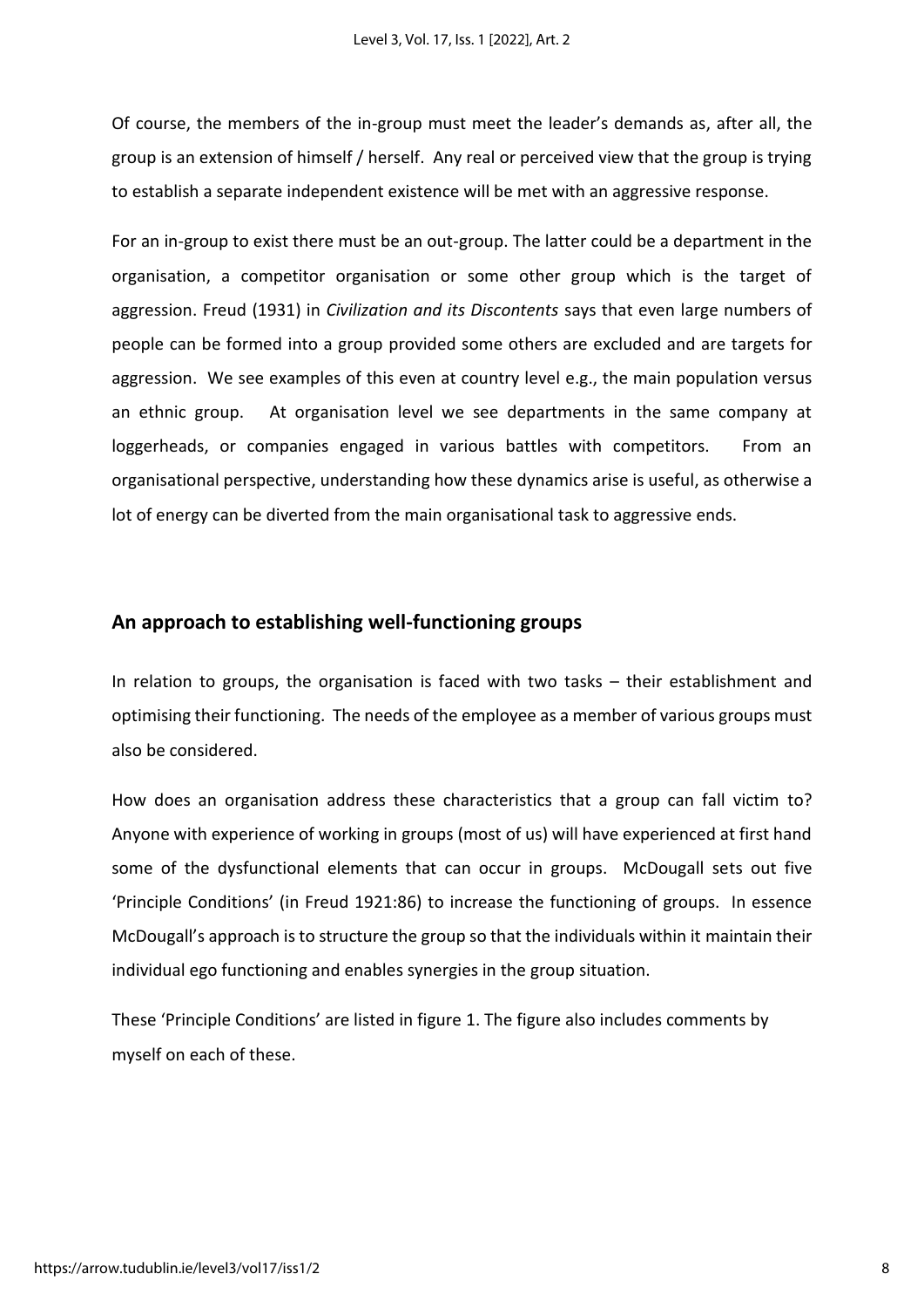Of course, the members of the in-group must meet the leader's demands as, after all, the group is an extension of himself / herself. Any real or perceived view that the group is trying to establish a separate independent existence will be met with an aggressive response.

For an in-group to exist there must be an out-group. The latter could be a department in the organisation, a competitor organisation or some other group which is the target of aggression. Freud (1931) in *Civilization and its Discontents* says that even large numbers of people can be formed into a group provided some others are excluded and are targets for aggression. We see examples of this even at country level e.g., the main population versus an ethnic group. At organisation level we see departments in the same company at loggerheads, or companies engaged in various battles with competitors. From an organisational perspective, understanding how these dynamics arise is useful, as otherwise a lot of energy can be diverted from the main organisational task to aggressive ends.

## An approach to establishing well-functioning groups

In relation to groups, the organisation is faced with two tasks – their establishment and optimising their functioning. The needs of the employee as a member of various groups must also be considered.

How does an organisation address these characteristics that a group can fall victim to? Anyone with experience of working in groups (most of us) will have experienced at first hand some of the dysfunctional elements that can occur in groups. McDougall sets out five 'Principle Conditions' (in Freud 1921:86) to increase the functioning of groups. In essence McDougall's approach is to structure the group so that the individuals within it maintain their individual ego functioning and enables synergies in the group situation.

These 'Principle Conditions' are listed in figure 1. The figure also includes comments by myself on each of these.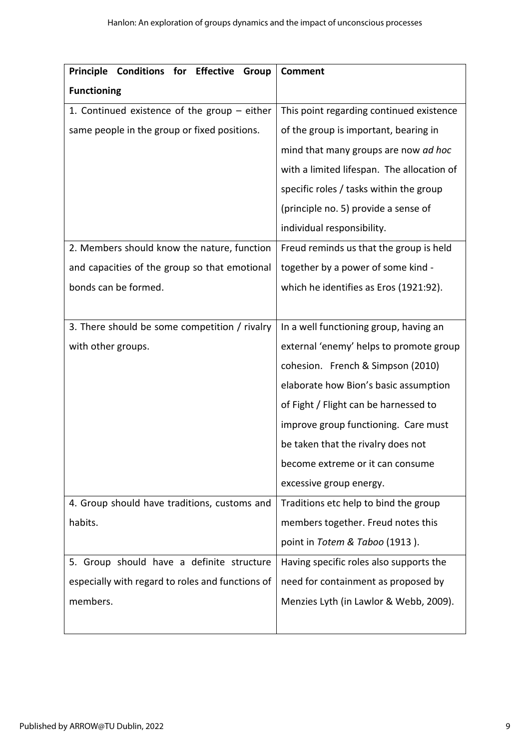| **Principle Conditions for Effective Group Functioning** | **Comment** |
|---|---|
| 1. Continued existence of the group – either same people in the group or fixed positions. | This point regarding continued existence of the group is important, bearing in mind that many groups are now *ad hoc* with a limited lifespan. The allocation of specific roles / tasks within the group (principle no. 5) provide a sense of individual responsibility. |
| 2. Members should know the nature, function and capacities of the group so that emotional bonds can be formed. | Freud reminds us that the group is held together by a power of some kind - which he identifies as Eros (1921:92). |
| 3. There should be some competition / rivalry with other groups. | In a well functioning group, having an external 'enemy' helps to promote group cohesion. French & Simpson (2010) elaborate how Bion's basic assumption of Fight / Flight can be harnessed to improve group functioning. Care must be taken that the rivalry does not become extreme or it can consume excessive group energy. |
| 4. Group should have traditions, customs and habits. | Traditions etc help to bind the group members together. Freud notes this point in *Totem & Taboo* (1913 ). |
| 5. Group should have a definite structure especially with regard to roles and functions of members. | Having specific roles also supports the need for containment as proposed by Menzies Lyth (in Lawlor & Webb, 2009). |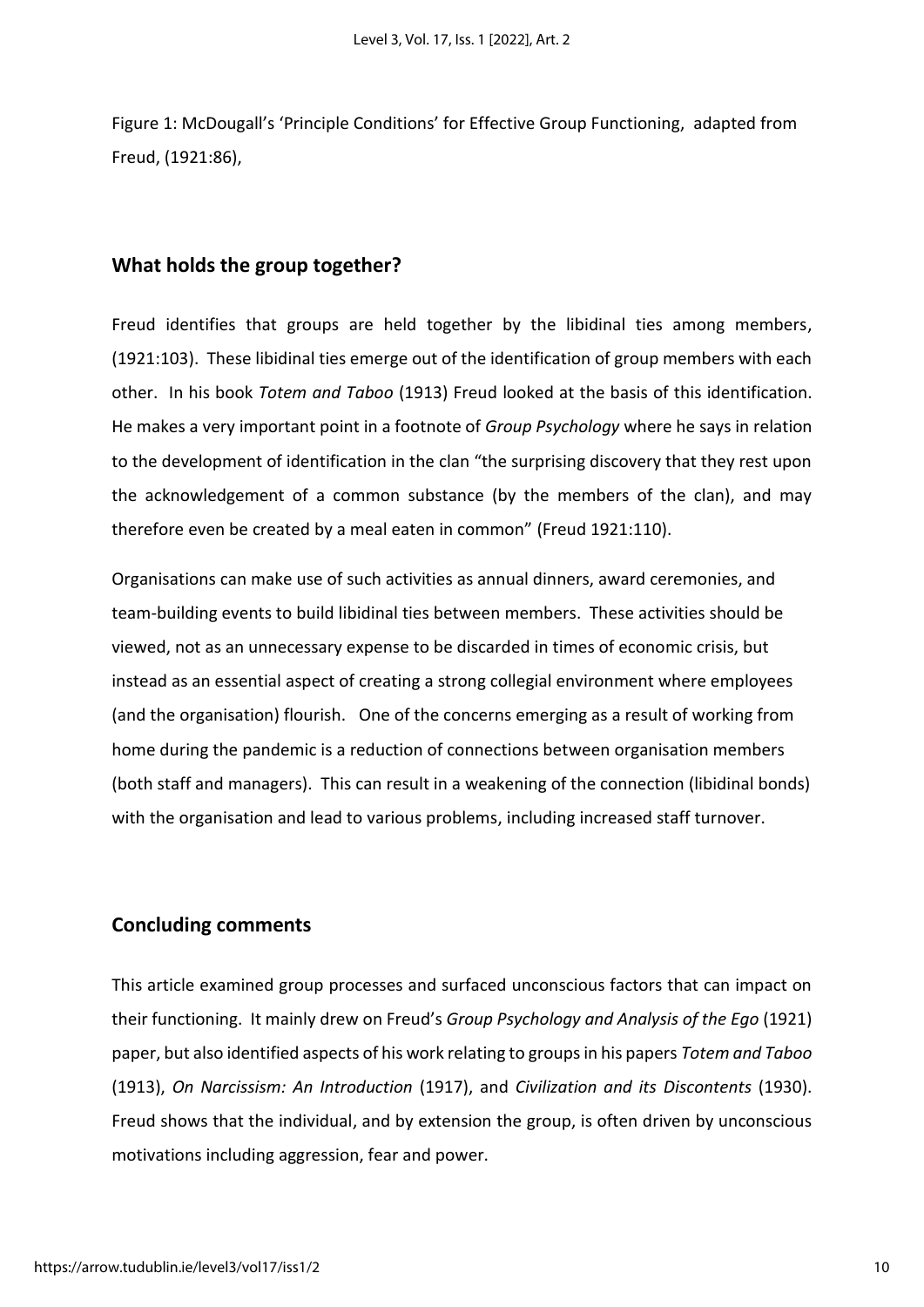Figure 1: McDougall's 'Principle Conditions' for Effective Group Functioning, adapted from Freud, (1921:86),

## What holds the group together?

Freud identifies that groups are held together by the libidinal ties among members, (1921:103). These libidinal ties emerge out of the identification of group members with each other. In his book *Totem and Taboo* (1913) Freud looked at the basis of this identification. He makes a very important point in a footnote of *Group Psychology* where he says in relation to the development of identification in the clan "the surprising discovery that they rest upon the acknowledgement of a common substance (by the members of the clan), and may therefore even be created by a meal eaten in common" (Freud 1921:110).

Organisations can make use of such activities as annual dinners, award ceremonies, and team-building events to build libidinal ties between members. These activities should be viewed, not as an unnecessary expense to be discarded in times of economic crisis, but instead as an essential aspect of creating a strong collegial environment where employees (and the organisation) flourish. One of the concerns emerging as a result of working from home during the pandemic is a reduction of connections between organisation members (both staff and managers). This can result in a weakening of the connection (libidinal bonds) with the organisation and lead to various problems, including increased staff turnover.

## Concluding comments

This article examined group processes and surfaced unconscious factors that can impact on their functioning. It mainly drew on Freud's *Group Psychology and Analysis of the Ego* (1921) paper, but also identified aspects of his work relating to groups in his papers *Totem and Taboo* (1913), *On Narcissism: An Introduction* (1917), and *Civilization and its Discontents* (1930). Freud shows that the individual, and by extension the group, is often driven by unconscious motivations including aggression, fear and power.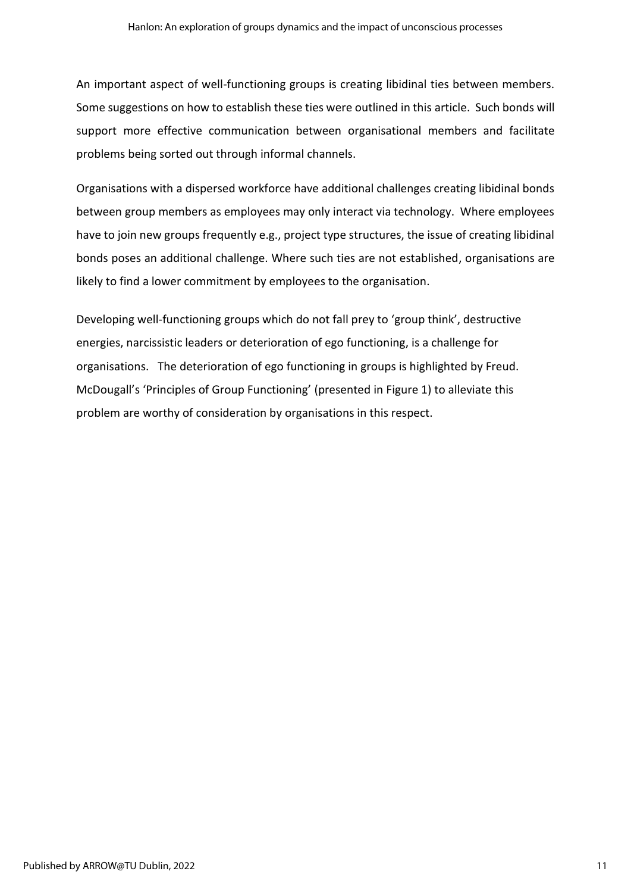An important aspect of well-functioning groups is creating libidinal ties between members. Some suggestions on how to establish these ties were outlined in this article. Such bonds will support more effective communication between organisational members and facilitate problems being sorted out through informal channels.

Organisations with a dispersed workforce have additional challenges creating libidinal bonds between group members as employees may only interact via technology. Where employees have to join new groups frequently e.g., project type structures, the issue of creating libidinal bonds poses an additional challenge. Where such ties are not established, organisations are likely to find a lower commitment by employees to the organisation.

Developing well-functioning groups which do not fall prey to 'group think', destructive energies, narcissistic leaders or deterioration of ego functioning, is a challenge for organisations. The deterioration of ego functioning in groups is highlighted by Freud. McDougall's 'Principles of Group Functioning' (presented in Figure 1) to alleviate this problem are worthy of consideration by organisations in this respect.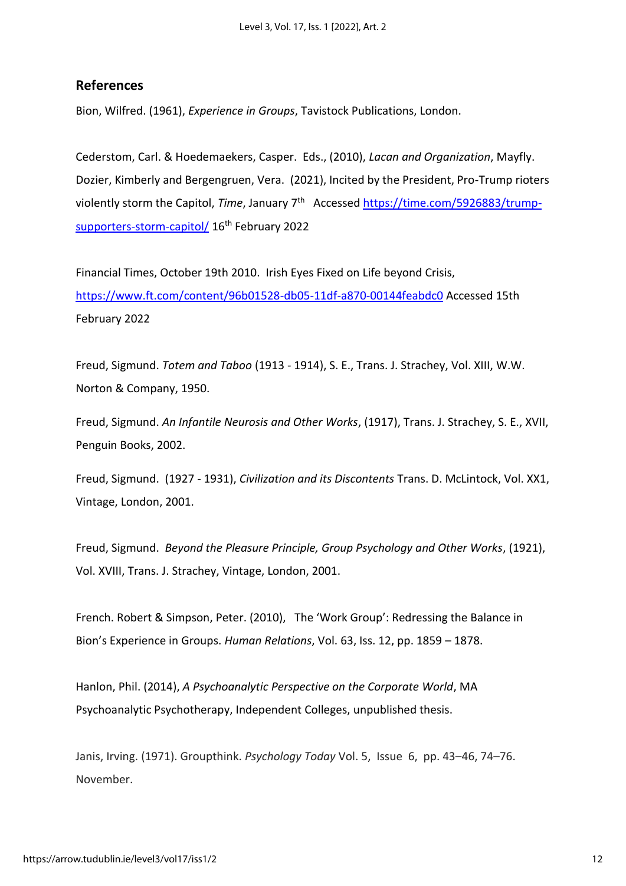## References

Bion, Wilfred. (1961), *Experience in Groups*, Tavistock Publications, London.

Cederstom, Carl. & Hoedemaekers, Casper. Eds., (2010), *Lacan and Organization*, Mayfly.

Dozier, Kimberly and Bergengruen, Vera. (2021), Incited by the President, Pro-Trump rioters violently storm the Capitol, *Time*, January 7th Accessed https://time.com/5926883/trump-supporters-storm-capitol/ 16th February 2022

Financial Times, October 19th 2010. Irish Eyes Fixed on Life beyond Crisis, https://www.ft.com/content/96b01528-db05-11df-a870-00144feabdc0 Accessed 15th February 2022

Freud, Sigmund. *Totem and Taboo* (1913 - 1914), S. E., Trans. J. Strachey, Vol. XIII, W.W. Norton & Company, 1950.

Freud, Sigmund. *An Infantile Neurosis and Other Works*, (1917), Trans. J. Strachey, S. E., XVII, Penguin Books, 2002.

Freud, Sigmund. (1927 - 1931), *Civilization and its Discontents* Trans. D. McLintock, Vol. XX1, Vintage, London, 2001.

Freud, Sigmund. *Beyond the Pleasure Principle, Group Psychology and Other Works*, (1921), Vol. XVIII, Trans. J. Strachey, Vintage, London, 2001.

French. Robert & Simpson, Peter. (2010), The 'Work Group': Redressing the Balance in Bion's Experience in Groups. *Human Relations*, Vol. 63, Iss. 12, pp. 1859 – 1878.

Hanlon, Phil. (2014), *A Psychoanalytic Perspective on the Corporate World*, MA Psychoanalytic Psychotherapy, Independent Colleges, unpublished thesis.

Janis, Irving. (1971). Groupthink. *Psychology Today* Vol. 5, Issue 6, pp. 43–46, 74–76. November.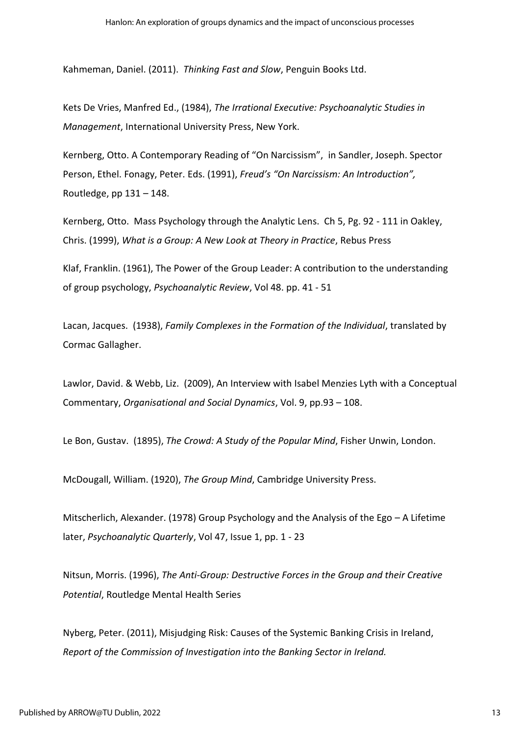Kahmeman, Daniel. (2011). *Thinking Fast and Slow*, Penguin Books Ltd.

Kets De Vries, Manfred Ed., (1984), *The Irrational Executive: Psychoanalytic Studies in Management*, International University Press, New York.

Kernberg, Otto. A Contemporary Reading of "On Narcissism", in Sandler, Joseph. Spector Person, Ethel. Fonagy, Peter. Eds. (1991), *Freud's "On Narcissism: An Introduction",* Routledge, pp 131 – 148.

Kernberg, Otto. Mass Psychology through the Analytic Lens. Ch 5, Pg. 92 - 111 in Oakley, Chris. (1999), *What is a Group: A New Look at Theory in Practice*, Rebus Press

Klaf, Franklin. (1961), The Power of the Group Leader: A contribution to the understanding of group psychology, *Psychoanalytic Review*, Vol 48. pp. 41 - 51

Lacan, Jacques. (1938), *Family Complexes in the Formation of the Individual*, translated by Cormac Gallagher.

Lawlor, David. & Webb, Liz. (2009), An Interview with Isabel Menzies Lyth with a Conceptual Commentary, *Organisational and Social Dynamics*, Vol. 9, pp.93 – 108.

Le Bon, Gustav. (1895), *The Crowd: A Study of the Popular Mind*, Fisher Unwin, London.

McDougall, William. (1920), *The Group Mind*, Cambridge University Press.

Mitscherlich, Alexander. (1978) Group Psychology and the Analysis of the Ego – A Lifetime later, *Psychoanalytic Quarterly*, Vol 47, Issue 1, pp. 1 - 23

Nitsun, Morris. (1996), *The Anti-Group: Destructive Forces in the Group and their Creative Potential*, Routledge Mental Health Series

Nyberg, Peter. (2011), Misjudging Risk: Causes of the Systemic Banking Crisis in Ireland, *Report of the Commission of Investigation into the Banking Sector in Ireland.*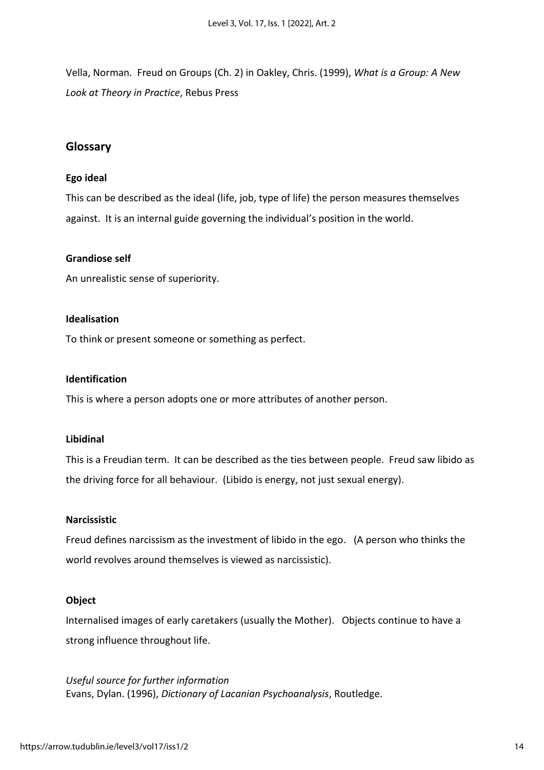Vella, Norman. Freud on Groups (Ch. 2) in Oakley, Chris. (1999), *What is a Group: A New Look at Theory in Practice*, Rebus Press

## Glossary

**Ego ideal**

This can be described as the ideal (life, job, type of life) the person measures themselves against. It is an internal guide governing the individual's position in the world.

**Grandiose self**

An unrealistic sense of superiority.

**Idealisation**

To think or present someone or something as perfect.

**Identification**

This is where a person adopts one or more attributes of another person.

**Libidinal**

This is a Freudian term. It can be described as the ties between people. Freud saw libido as the driving force for all behaviour. (Libido is energy, not just sexual energy).

**Narcissistic**

Freud defines narcissism as the investment of libido in the ego. (A person who thinks the world revolves around themselves is viewed as narcissistic).

**Object**

Internalised images of early caretakers (usually the Mother). Objects continue to have a strong influence throughout life.

*Useful source for further information*
Evans, Dylan. (1996), *Dictionary of Lacanian Psychoanalysis*, Routledge.